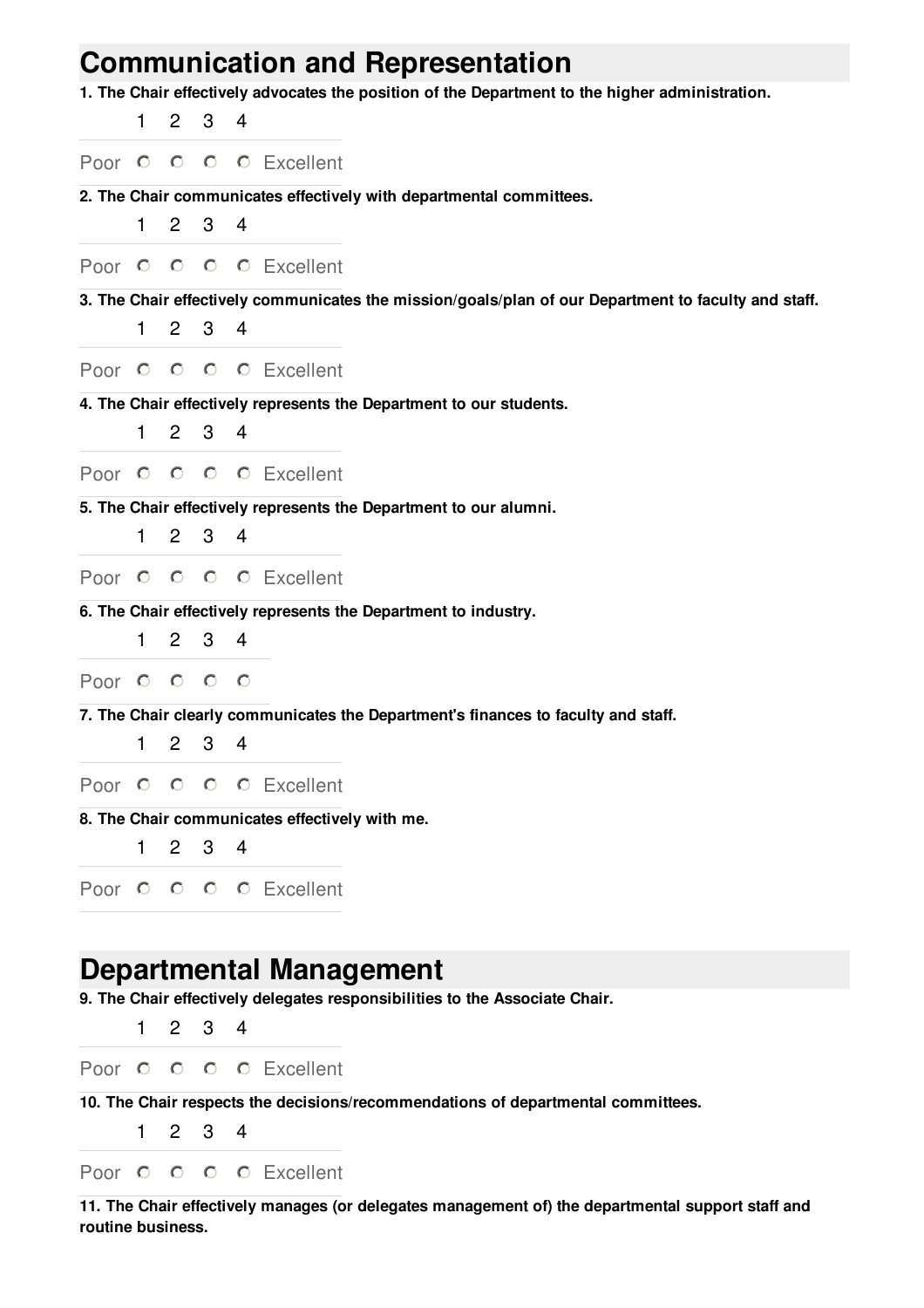## Communication and Representation

**1. The Chair effectively advocates the position of the Department to the higher administration.**

| | 1 | 2 | 3 | 4 | |
|---|---|---|---|---|---|
| Poor | ○ | ○ | ○ | ○ | Excellent |

**2. The Chair communicates effectively with departmental committees.**

| | 1 | 2 | 3 | 4 | |
|---|---|---|---|---|---|
| Poor | ○ | ○ | ○ | ○ | Excellent |

**3. The Chair effectively communicates the mission/goals/plan of our Department to faculty and staff.**

| | 1 | 2 | 3 | 4 | |
|---|---|---|---|---|---|
| Poor | ○ | ○ | ○ | ○ | Excellent |

**4. The Chair effectively represents the Department to our students.**

| | 1 | 2 | 3 | 4 | |
|---|---|---|---|---|---|
| Poor | ○ | ○ | ○ | ○ | Excellent |

**5. The Chair effectively represents the Department to our alumni.**

| | 1 | 2 | 3 | 4 | |
|---|---|---|---|---|---|
| Poor | ○ | ○ | ○ | ○ | Excellent |

**6. The Chair effectively represents the Department to industry.**

| | 1 | 2 | 3 | 4 |
|---|---|---|---|---|
| Poor | ○ | ○ | ○ | ○ |

**7. The Chair clearly communicates the Department's finances to faculty and staff.**

| | 1 | 2 | 3 | 4 | |
|---|---|---|---|---|---|
| Poor | ○ | ○ | ○ | ○ | Excellent |

**8. The Chair communicates effectively with me.**

| | 1 | 2 | 3 | 4 | |
|---|---|---|---|---|---|
| Poor | ○ | ○ | ○ | ○ | Excellent |

## Departmental Management

**9. The Chair effectively delegates responsibilities to the Associate Chair.**

| | 1 | 2 | 3 | 4 | |
|---|---|---|---|---|---|
| Poor | ○ | ○ | ○ | ○ | Excellent |

**10. The Chair respects the decisions/recommendations of departmental committees.**

| | 1 | 2 | 3 | 4 | |
|---|---|---|---|---|---|
| Poor | ○ | ○ | ○ | ○ | Excellent |

**11. The Chair effectively manages (or delegates management of) the departmental support staff and routine business.**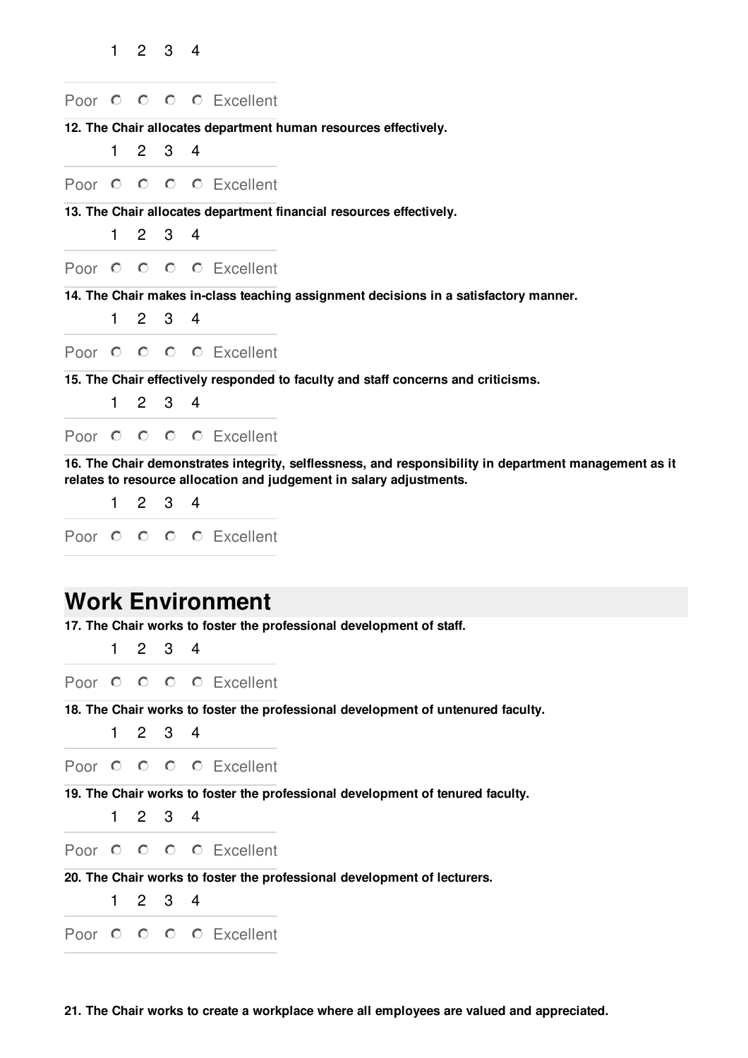| | 1 | 2 | 3 | 4 | |
|---|---|---|---|---|---|
| Poor | ○ | ○ | ○ | ○ | Excellent |

**12. The Chair allocates department human resources effectively.**

| | 1 | 2 | 3 | 4 | |
|---|---|---|---|---|---|
| Poor | ○ | ○ | ○ | ○ | Excellent |

**13. The Chair allocates department financial resources effectively.**

| | 1 | 2 | 3 | 4 | |
|---|---|---|---|---|---|
| Poor | ○ | ○ | ○ | ○ | Excellent |

**14. The Chair makes in-class teaching assignment decisions in a satisfactory manner.**

| | 1 | 2 | 3 | 4 | |
|---|---|---|---|---|---|
| Poor | ○ | ○ | ○ | ○ | Excellent |

**15. The Chair effectively responded to faculty and staff concerns and criticisms.**

| | 1 | 2 | 3 | 4 | |
|---|---|---|---|---|---|
| Poor | ○ | ○ | ○ | ○ | Excellent |

**16. The Chair demonstrates integrity, selflessness, and responsibility in department management as it relates to resource allocation and judgement in salary adjustments.**

| | 1 | 2 | 3 | 4 | |
|---|---|---|---|---|---|
| Poor | ○ | ○ | ○ | ○ | Excellent |

# Work Environment

**17. The Chair works to foster the professional development of staff.**

| | 1 | 2 | 3 | 4 | |
|---|---|---|---|---|---|
| Poor | ○ | ○ | ○ | ○ | Excellent |

**18. The Chair works to foster the professional development of untenured faculty.**

| | 1 | 2 | 3 | 4 | |
|---|---|---|---|---|---|
| Poor | ○ | ○ | ○ | ○ | Excellent |

**19. The Chair works to foster the professional development of tenured faculty.**

| | 1 | 2 | 3 | 4 | |
|---|---|---|---|---|---|
| Poor | ○ | ○ | ○ | ○ | Excellent |

**20. The Chair works to foster the professional development of lecturers.**

| | 1 | 2 | 3 | 4 | |
|---|---|---|---|---|---|
| Poor | ○ | ○ | ○ | ○ | Excellent |

**21. The Chair works to create a workplace where all employees are valued and appreciated.**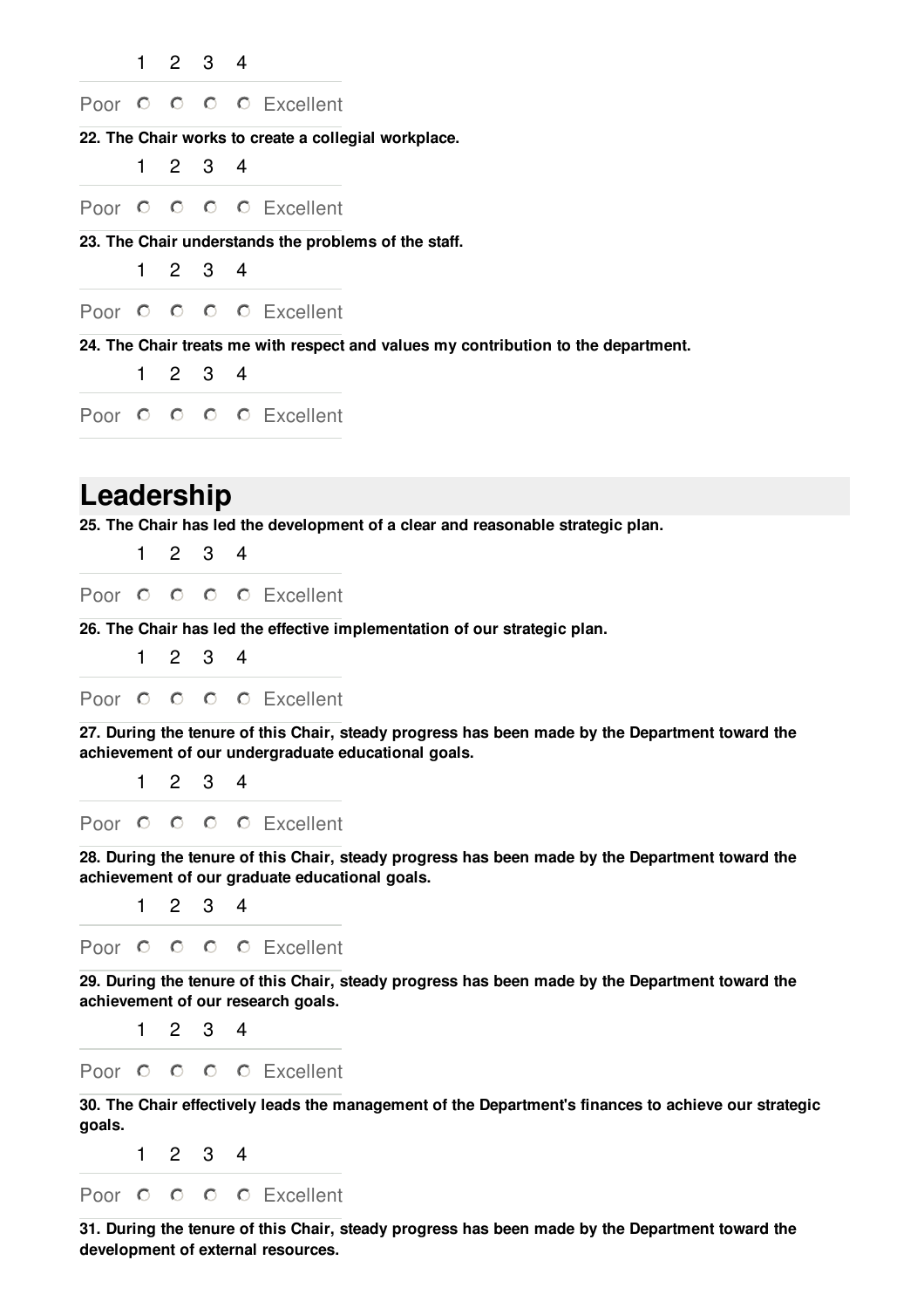| | 1 | 2 | 3 | 4 | |
|---|---|---|---|---|---|
| Poor | ○ | ○ | ○ | ○ | Excellent |

**22. The Chair works to create a collegial workplace.**

| | 1 | 2 | 3 | 4 | |
|---|---|---|---|---|---|
| Poor | ○ | ○ | ○ | ○ | Excellent |

**23. The Chair understands the problems of the staff.**

| | 1 | 2 | 3 | 4 | |
|---|---|---|---|---|---|
| Poor | ○ | ○ | ○ | ○ | Excellent |

**24. The Chair treats me with respect and values my contribution to the department.**

| | 1 | 2 | 3 | 4 | |
|---|---|---|---|---|---|
| Poor | ○ | ○ | ○ | ○ | Excellent |

## Leadership

**25. The Chair has led the development of a clear and reasonable strategic plan.**

| | 1 | 2 | 3 | 4 | |
|---|---|---|---|---|---|
| Poor | ○ | ○ | ○ | ○ | Excellent |

**26. The Chair has led the effective implementation of our strategic plan.**

| | 1 | 2 | 3 | 4 | |
|---|---|---|---|---|---|
| Poor | ○ | ○ | ○ | ○ | Excellent |

**27. During the tenure of this Chair, steady progress has been made by the Department toward the achievement of our undergraduate educational goals.**

| | 1 | 2 | 3 | 4 | |
|---|---|---|---|---|---|
| Poor | ○ | ○ | ○ | ○ | Excellent |

**28. During the tenure of this Chair, steady progress has been made by the Department toward the achievement of our graduate educational goals.**

| | 1 | 2 | 3 | 4 | |
|---|---|---|---|---|---|
| Poor | ○ | ○ | ○ | ○ | Excellent |

**29. During the tenure of this Chair, steady progress has been made by the Department toward the achievement of our research goals.**

| | 1 | 2 | 3 | 4 | |
|---|---|---|---|---|---|
| Poor | ○ | ○ | ○ | ○ | Excellent |

**30. The Chair effectively leads the management of the Department's finances to achieve our strategic goals.**

| | 1 | 2 | 3 | 4 | |
|---|---|---|---|---|---|
| Poor | ○ | ○ | ○ | ○ | Excellent |

**31. During the tenure of this Chair, steady progress has been made by the Department toward the development of external resources.**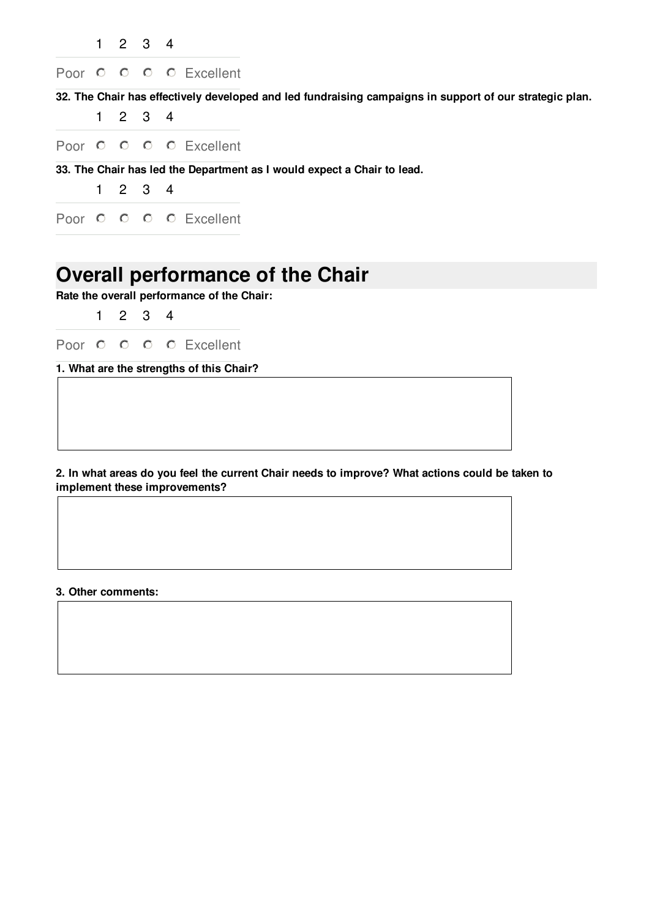| | 1 | 2 | 3 | 4 | |
|---|---|---|---|---|---|
| Poor | ○ | ○ | ○ | ○ | Excellent |

**32. The Chair has effectively developed and led fundraising campaigns in support of our strategic plan.**

| | 1 | 2 | 3 | 4 | |
|---|---|---|---|---|---|
| Poor | ○ | ○ | ○ | ○ | Excellent |

**33. The Chair has led the Department as I would expect a Chair to lead.**

| | 1 | 2 | 3 | 4 | |
|---|---|---|---|---|---|
| Poor | ○ | ○ | ○ | ○ | Excellent |

# Overall performance of the Chair

**Rate the overall performance of the Chair:**

| | 1 | 2 | 3 | 4 | |
|---|---|---|---|---|---|
| Poor | ○ | ○ | ○ | ○ | Excellent |

**1. What are the strengths of this Chair?**

**2. In what areas do you feel the current Chair needs to improve? What actions could be taken to implement these improvements?**

**3. Other comments:**